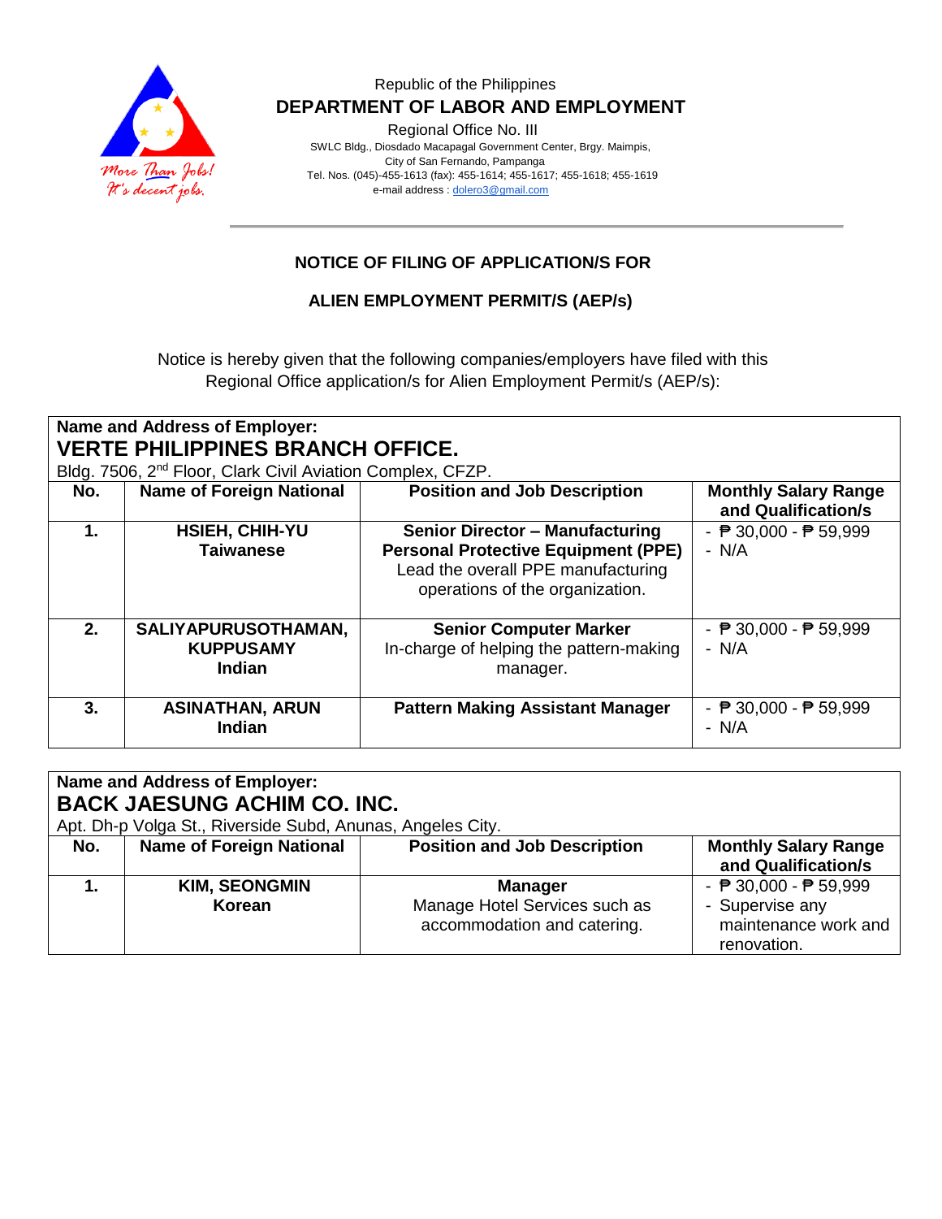Republic of the Philippines

**DEPARTMENT OF LABOR AND EMPLOYMENT**

Regional Office No. III

SWLC Bldg., Diosdado Macapagal Government Center, Brgy. Maimpis, City of San Fernando, Pampanga

Tel. Nos. (045)-455-1613 (fax): 455-1614; 455-1617; 455-1618; 455-1619

e-mail address : dolero3@gmail.com

## NOTICE OF FILING OF APPLICATION/S FOR

## ALIEN EMPLOYMENT PERMIT/S (AEP/s)

Notice is hereby given that the following companies/employers have filed with this Regional Office application/s for Alien Employment Permit/s (AEP/s):

**Name and Address of Employer:**
**VERTE PHILIPPINES BRANCH OFFICE.**
Bldg. 7506, 2nd Floor, Clark Civil Aviation Complex, CFZP.

| No. | Name of Foreign National | Position and Job Description | Monthly Salary Range and Qualification/s |
|---|---|---|---|
| **1.** | **HSIEH, CHIH-YU** **Taiwanese** | **Senior Director – Manufacturing Personal Protective Equipment (PPE)** Lead the overall PPE manufacturing operations of the organization. | - ₱ 30,000 - ₱ 59,999 - N/A |
| **2.** | **SALIYAPURUSOTHAMAN, KUPPUSAMY** **Indian** | **Senior Computer Marker** In-charge of helping the pattern-making manager. | - ₱ 30,000 - ₱ 59,999 - N/A |
| **3.** | **ASINATHAN, ARUN** **Indian** | **Pattern Making Assistant Manager** | - ₱ 30,000 - ₱ 59,999 - N/A |

**Name and Address of Employer:**
**BACK JAESUNG ACHIM CO. INC.**
Apt. Dh-p Volga St., Riverside Subd, Anunas, Angeles City.

| No. | Name of Foreign National | Position and Job Description | Monthly Salary Range and Qualification/s |
|---|---|---|---|
| **1.** | **KIM, SEONGMIN** **Korean** | **Manager** Manage Hotel Services such as accommodation and catering. | - ₱ 30,000 - ₱ 59,999 - Supervise any maintenance work and renovation. |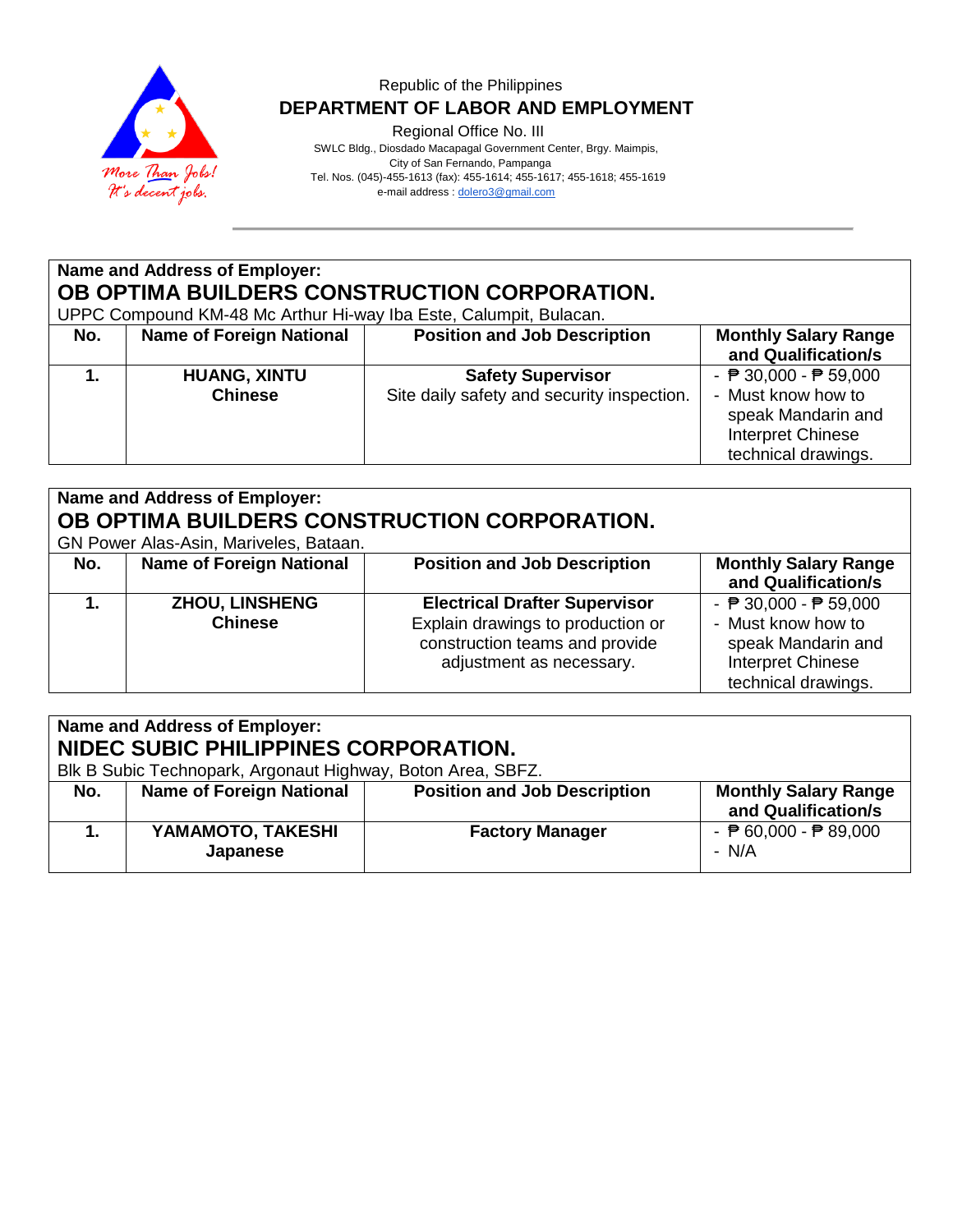Republic of the Philippines

**DEPARTMENT OF LABOR AND EMPLOYMENT**

Regional Office No. III

SWLC Bldg., Diosdado Macapagal Government Center, Brgy. Maimpis,
City of San Fernando, Pampanga
Tel. Nos. (045)-455-1613 (fax): 455-1614; 455-1617; 455-1618; 455-1619
e-mail address : dolero3@gmail.com

**Name and Address of Employer:**
**OB OPTIMA BUILDERS CONSTRUCTION CORPORATION.**
UPPC Compound KM-48 Mc Arthur Hi-way Iba Este, Calumpit, Bulacan.

| No. | Name of Foreign National | Position and Job Description | Monthly Salary Range and Qualification/s |
|---|---|---|---|
| **1.** | **HUANG, XINTU**<br>**Chinese** | **Safety Supervisor**<br>Site daily safety and security inspection. | - ₱ 30,000 - ₱ 59,000<br>- Must know how to speak Mandarin and Interpret Chinese technical drawings. |

**Name and Address of Employer:**
**OB OPTIMA BUILDERS CONSTRUCTION CORPORATION.**
GN Power Alas-Asin, Mariveles, Bataan.

| No. | Name of Foreign National | Position and Job Description | Monthly Salary Range and Qualification/s |
|---|---|---|---|
| **1.** | **ZHOU, LINSHENG**<br>**Chinese** | **Electrical Drafter Supervisor**<br>Explain drawings to production or construction teams and provide adjustment as necessary. | - ₱ 30,000 - ₱ 59,000<br>- Must know how to speak Mandarin and Interpret Chinese technical drawings. |

**Name and Address of Employer:**
**NIDEC SUBIC PHILIPPINES CORPORATION.**
Blk B Subic Technopark, Argonaut Highway, Boton Area, SBFZ.

| No. | Name of Foreign National | Position and Job Description | Monthly Salary Range and Qualification/s |
|---|---|---|---|
| **1.** | **YAMAMOTO, TAKESHI**<br>**Japanese** | **Factory Manager** | - ₱ 60,000 - ₱ 89,000<br>- N/A |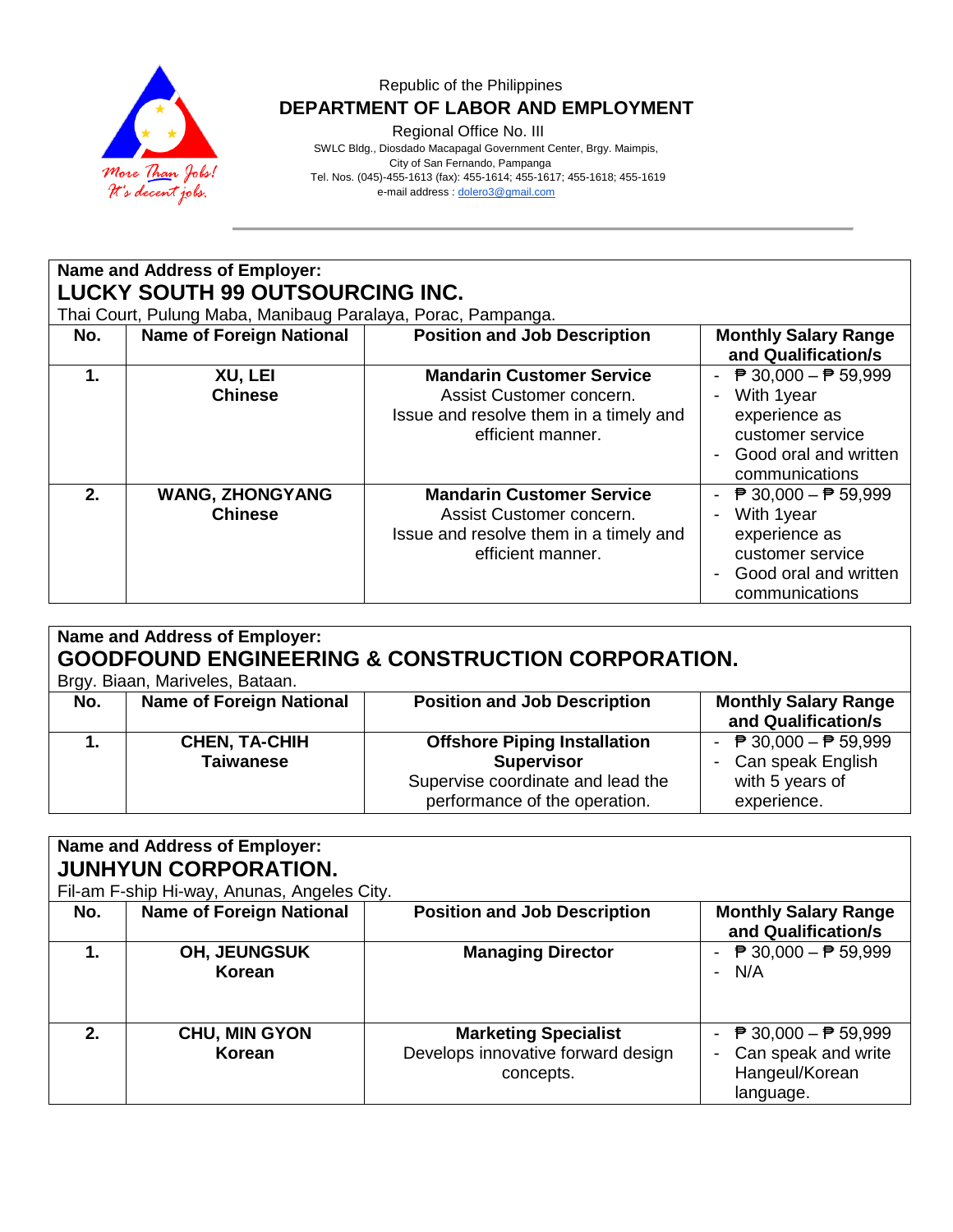Republic of the Philippines

**DEPARTMENT OF LABOR AND EMPLOYMENT**

Regional Office No. III

SWLC Bldg., Diosdado Macapagal Government Center, Brgy. Maimpis, City of San Fernando, Pampanga

Tel. Nos. (045)-455-1613 (fax): 455-1614; 455-1617; 455-1618; 455-1619

e-mail address : dolero3@gmail.com

**Name and Address of Employer:**

**LUCKY SOUTH 99 OUTSOURCING INC.**

Thai Court, Pulung Maba, Manibaug Paralaya, Porac, Pampanga.

| No. | Name of Foreign National | Position and Job Description | Monthly Salary Range and Qualification/s |
|---|---|---|---|
| **1.** | **XU, LEI** **Chinese** | **Mandarin Customer Service** Assist Customer concern. Issue and resolve them in a timely and efficient manner. | - ₱ 30,000 – ₱ 59,999 - With 1year experience as customer service - Good oral and written communications |
| **2.** | **WANG, ZHONGYANG** **Chinese** | **Mandarin Customer Service** Assist Customer concern. Issue and resolve them in a timely and efficient manner. | - ₱ 30,000 – ₱ 59,999 - With 1year experience as customer service - Good oral and written communications |

**Name and Address of Employer:**

**GOODFOUND ENGINEERING & CONSTRUCTION CORPORATION.**

Brgy. Biaan, Mariveles, Bataan.

| No. | Name of Foreign National | Position and Job Description | Monthly Salary Range and Qualification/s |
|---|---|---|---|
| **1.** | **CHEN, TA-CHIH** **Taiwanese** | **Offshore Piping Installation Supervisor** Supervise coordinate and lead the performance of the operation. | - ₱ 30,000 – ₱ 59,999 - Can speak English with 5 years of experience. |

**Name and Address of Employer:**

**JUNHYUN CORPORATION.**

Fil-am F-ship Hi-way, Anunas, Angeles City.

| No. | Name of Foreign National | Position and Job Description | Monthly Salary Range and Qualification/s |
|---|---|---|---|
| **1.** | **OH, JEUNGSUK** **Korean** | **Managing Director** | - ₱ 30,000 – ₱ 59,999 - N/A |
| **2.** | **CHU, MIN GYON** **Korean** | **Marketing Specialist** Develops innovative forward design concepts. | - ₱ 30,000 – ₱ 59,999 - Can speak and write Hangeul/Korean language. |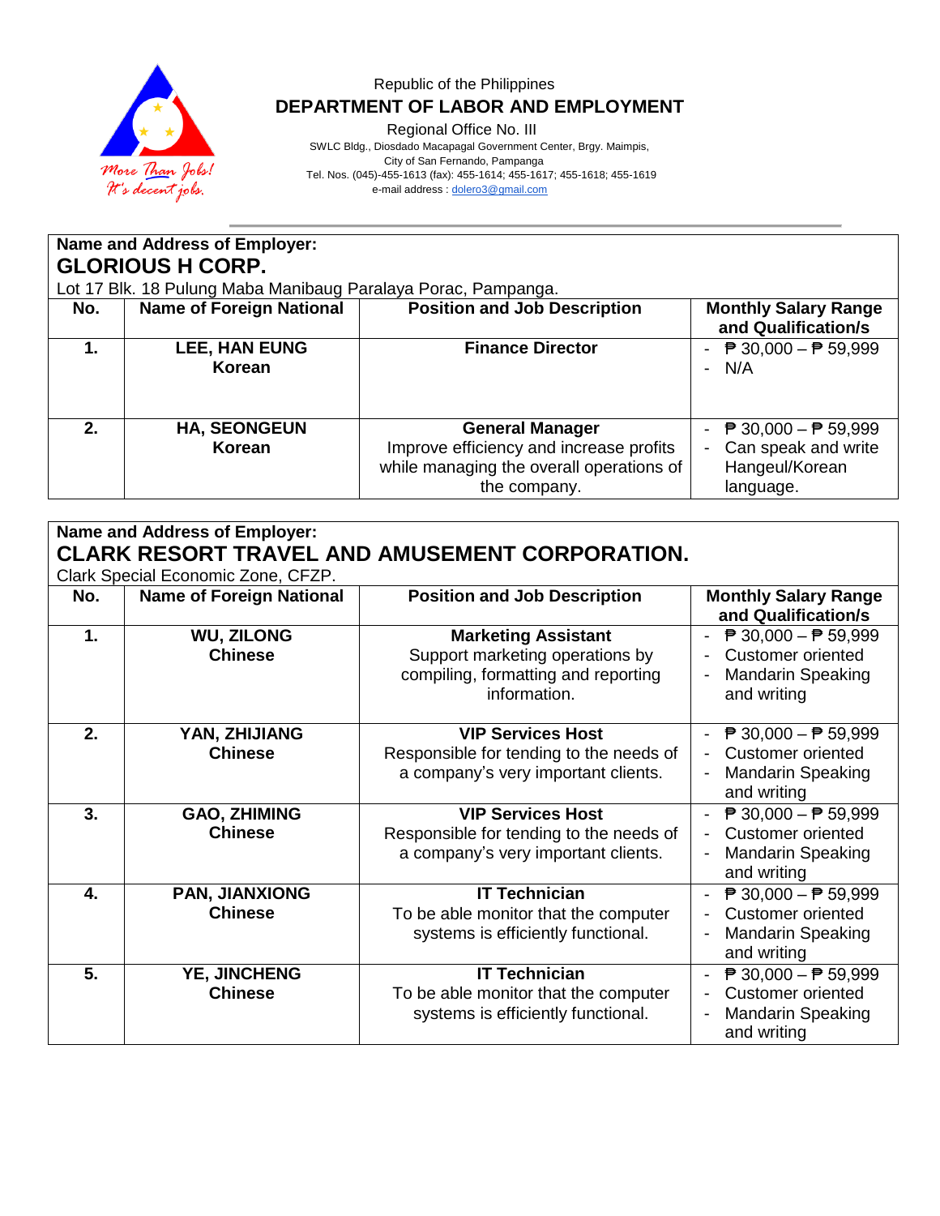Republic of the Philippines
**DEPARTMENT OF LABOR AND EMPLOYMENT**
Regional Office No. III
SWLC Bldg., Diosdado Macapagal Government Center, Brgy. Maimpis,
City of San Fernando, Pampanga
Tel. Nos. (045)-455-1613 (fax): 455-1614; 455-1617; 455-1618; 455-1619
e-mail address : dolero3@gmail.com

**Name and Address of Employer:**
**GLORIOUS H CORP.**
Lot 17 Blk. 18 Pulung Maba Manibaug Paralaya Porac, Pampanga.

| No. | Name of Foreign National | Position and Job Description | Monthly Salary Range and Qualification/s |
|---|---|---|---|
| **1.** | **LEE, HAN EUNG** **Korean** | **Finance Director** | - ₱ 30,000 – ₱ 59,999 - N/A |
| **2.** | **HA, SEONGEUN** **Korean** | **General Manager** Improve efficiency and increase profits while managing the overall operations of the company. | - ₱ 30,000 – ₱ 59,999 - Can speak and write Hangeul/Korean language. |

**Name and Address of Employer:**
**CLARK RESORT TRAVEL AND AMUSEMENT CORPORATION.**
Clark Special Economic Zone, CFZP.

| No. | Name of Foreign National | Position and Job Description | Monthly Salary Range and Qualification/s |
|---|---|---|---|
| **1.** | **WU, ZILONG** **Chinese** | **Marketing Assistant** Support marketing operations by compiling, formatting and reporting information. | - ₱ 30,000 – ₱ 59,999 - Customer oriented - Mandarin Speaking and writing |
| **2.** | **YAN, ZHIJIANG** **Chinese** | **VIP Services Host** Responsible for tending to the needs of a company's very important clients. | - ₱ 30,000 – ₱ 59,999 - Customer oriented - Mandarin Speaking and writing |
| **3.** | **GAO, ZHIMING** **Chinese** | **VIP Services Host** Responsible for tending to the needs of a company's very important clients. | - ₱ 30,000 – ₱ 59,999 - Customer oriented - Mandarin Speaking and writing |
| **4.** | **PAN, JIANXIONG** **Chinese** | **IT Technician** To be able monitor that the computer systems is efficiently functional. | - ₱ 30,000 – ₱ 59,999 - Customer oriented - Mandarin Speaking and writing |
| **5.** | **YE, JINCHENG** **Chinese** | **IT Technician** To be able monitor that the computer systems is efficiently functional. | - ₱ 30,000 – ₱ 59,999 - Customer oriented - Mandarin Speaking and writing |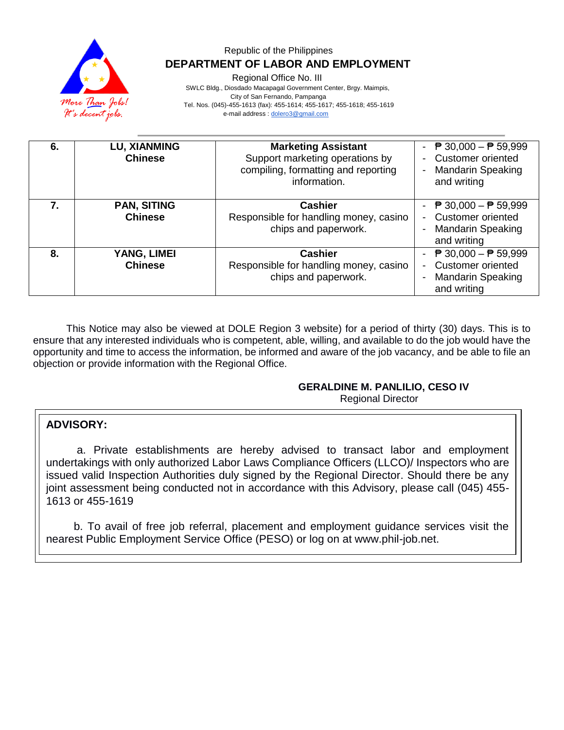Republic of the Philippines

**DEPARTMENT OF LABOR AND EMPLOYMENT**

Regional Office No. III

SWLC Bldg., Diosdado Macapagal Government Center, Brgy. Maimpis, City of San Fernando, Pampanga

Tel. Nos. (045)-455-1613 (fax): 455-1614; 455-1617; 455-1618; 455-1619

e-mail address : dolero3@gmail.com

| | | | |
|---|---|---|---|
| **6.** | **LU, XIANMING**<br>**Chinese** | **Marketing Assistant**<br>Support marketing operations by compiling, formatting and reporting information. | - ₱ 30,000 – ₱ 59,999<br>- Customer oriented<br>- Mandarin Speaking and writing |
| **7.** | **PAN, SITING**<br>**Chinese** | **Cashier**<br>Responsible for handling money, casino chips and paperwork. | - ₱ 30,000 – ₱ 59,999<br>- Customer oriented<br>- Mandarin Speaking and writing |
| **8.** | **YANG, LIMEI**<br>**Chinese** | **Cashier**<br>Responsible for handling money, casino chips and paperwork. | - ₱ 30,000 – ₱ 59,999<br>- Customer oriented<br>- Mandarin Speaking and writing |

This Notice may also be viewed at DOLE Region 3 website) for a period of thirty (30) days. This is to ensure that any interested individuals who is competent, able, willing, and available to do the job would have the opportunity and time to access the information, be informed and aware of the job vacancy, and be able to file an objection or provide information with the Regional Office.

**GERALDINE M. PANLILIO, CESO IV**
Regional Director

**ADVISORY:**

a. Private establishments are hereby advised to transact labor and employment undertakings with only authorized Labor Laws Compliance Officers (LLCO)/ Inspectors who are issued valid Inspection Authorities duly signed by the Regional Director. Should there be any joint assessment being conducted not in accordance with this Advisory, please call (045) 455-1613 or 455-1619

b. To avail of free job referral, placement and employment guidance services visit the nearest Public Employment Service Office (PESO) or log on at www.phil-job.net.